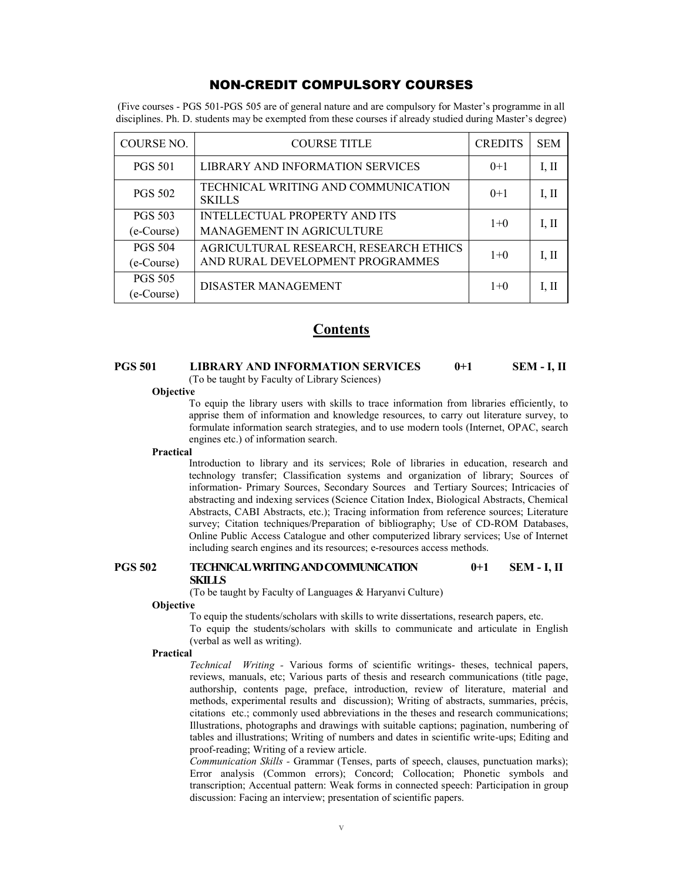## NON-CREDIT COMPULSORY COURSES

(Five courses - PGS 501-PGS 505 are of general nature and are compulsory for Master's programme in all disciplines. Ph. D. students may be exempted from these courses if already studied during Master's degree)

| COURSE NO. | COURSE TITLE | CREDITS | SEM |
|---|---|---|---|
| PGS 501 | LIBRARY AND INFORMATION SERVICES | 0+1 | I, II |
| PGS 502 | TECHNICAL WRITING AND COMMUNICATION SKILLS | 0+1 | I, II |
| PGS 503 (e-Course) | INTELLECTUAL PROPERTY AND ITS MANAGEMENT IN AGRICULTURE | 1+0 | I, II |
| PGS 504 (e-Course) | AGRICULTURAL RESEARCH, RESEARCH ETHICS AND RURAL DEVELOPMENT PROGRAMMES | 1+0 | I, II |
| PGS 505 (e-Course) | DISASTER MANAGEMENT | 1+0 | I, II |

## Contents

**PGS 501 LIBRARY AND INFORMATION SERVICES 0+1 SEM - I, II**

(To be taught by Faculty of Library Sciences)

**Objective**

To equip the library users with skills to trace information from libraries efficiently, to apprise them of information and knowledge resources, to carry out literature survey, to formulate information search strategies, and to use modern tools (Internet, OPAC, search engines etc.) of information search.

**Practical**

Introduction to library and its services; Role of libraries in education, research and technology transfer; Classification systems and organization of library; Sources of information- Primary Sources, Secondary Sources and Tertiary Sources; Intricacies of abstracting and indexing services (Science Citation Index, Biological Abstracts, Chemical Abstracts, CABI Abstracts, etc.); Tracing information from reference sources; Literature survey; Citation techniques/Preparation of bibliography; Use of CD-ROM Databases, Online Public Access Catalogue and other computerized library services; Use of Internet including search engines and its resources; e-resources access methods.

**PGS 502 TECHNICAL WRITING AND COMMUNICATION SKILLS 0+1 SEM - I, II**

(To be taught by Faculty of Languages & Haryanvi Culture)

**Objective**

To equip the students/scholars with skills to write dissertations, research papers, etc.

To equip the students/scholars with skills to communicate and articulate in English (verbal as well as writing).

**Practical**

*Technical Writing* - Various forms of scientific writings- theses, technical papers, reviews, manuals, etc; Various parts of thesis and research communications (title page, authorship, contents page, preface, introduction, review of literature, material and methods, experimental results and discussion); Writing of abstracts, summaries, précis, citations etc.; commonly used abbreviations in the theses and research communications; Illustrations, photographs and drawings with suitable captions; pagination, numbering of tables and illustrations; Writing of numbers and dates in scientific write-ups; Editing and proof-reading; Writing of a review article.

*Communication Skills* - Grammar (Tenses, parts of speech, clauses, punctuation marks); Error analysis (Common errors); Concord; Collocation; Phonetic symbols and transcription; Accentual pattern: Weak forms in connected speech: Participation in group discussion: Facing an interview; presentation of scientific papers.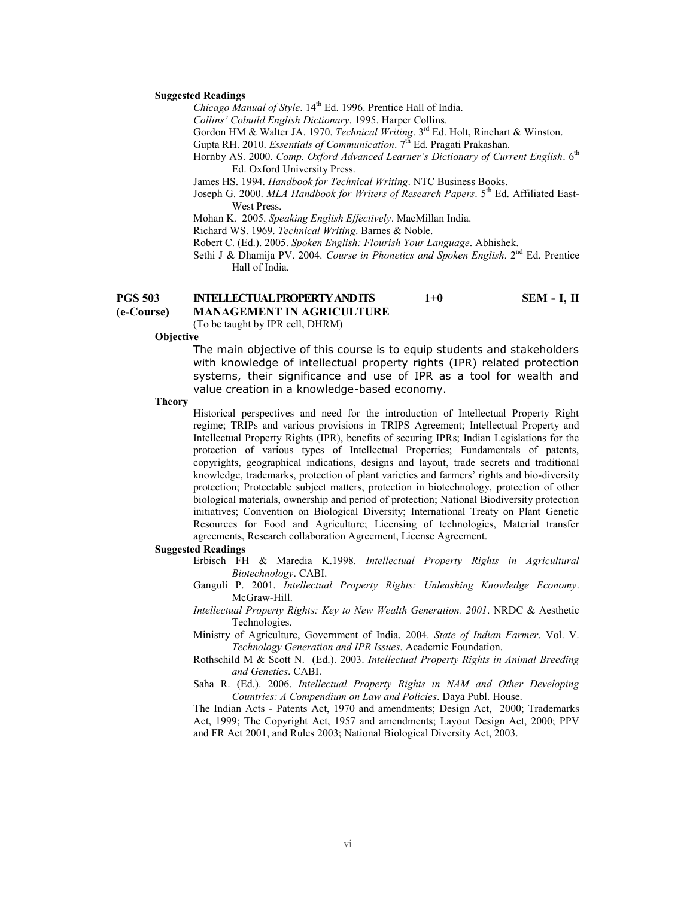**Suggested Readings**

*Chicago Manual of Style*. 14th Ed. 1996. Prentice Hall of India.

*Collins' Cobuild English Dictionary*. 1995. Harper Collins.

Gordon HM & Walter JA. 1970. *Technical Writing*. 3rd Ed. Holt, Rinehart & Winston.

Gupta RH. 2010. *Essentials of Communication*. 7th Ed. Pragati Prakashan.

Hornby AS. 2000. *Comp. Oxford Advanced Learner's Dictionary of Current English*. 6th Ed. Oxford University Press.

James HS. 1994. *Handbook for Technical Writing*. NTC Business Books.

Joseph G. 2000. *MLA Handbook for Writers of Research Papers*. 5th Ed. Affiliated East-West Press.

Mohan K. 2005. *Speaking English Effectively*. MacMillan India.

Richard WS. 1969. *Technical Writing*. Barnes & Noble.

Robert C. (Ed.). 2005. *Spoken English: Flourish Your Language*. Abhishek.

Sethi J & Dhamija PV. 2004. *Course in Phonetics and Spoken English*. 2nd Ed. Prentice Hall of India.

## PGS 503 (e-Course) INTELLECTUAL PROPERTY AND ITS MANAGEMENT IN AGRICULTURE 1+0 SEM - I, II

(To be taught by IPR cell, DHRM)

**Objective**

The main objective of this course is to equip students and stakeholders with knowledge of intellectual property rights (IPR) related protection systems, their significance and use of IPR as a tool for wealth and value creation in a knowledge-based economy.

**Theory**

Historical perspectives and need for the introduction of Intellectual Property Right regime; TRIPs and various provisions in TRIPS Agreement; Intellectual Property and Intellectual Property Rights (IPR), benefits of securing IPRs; Indian Legislations for the protection of various types of Intellectual Properties; Fundamentals of patents, copyrights, geographical indications, designs and layout, trade secrets and traditional knowledge, trademarks, protection of plant varieties and farmers' rights and bio-diversity protection; Protectable subject matters, protection in biotechnology, protection of other biological materials, ownership and period of protection; National Biodiversity protection initiatives; Convention on Biological Diversity; International Treaty on Plant Genetic Resources for Food and Agriculture; Licensing of technologies, Material transfer agreements, Research collaboration Agreement, License Agreement.

**Suggested Readings**

Erbisch FH & Maredia K.1998. *Intellectual Property Rights in Agricultural Biotechnology*. CABI.

Ganguli P. 2001. *Intellectual Property Rights: Unleashing Knowledge Economy*. McGraw-Hill.

*Intellectual Property Rights: Key to New Wealth Generation. 2001*. NRDC & Aesthetic Technologies.

Ministry of Agriculture, Government of India. 2004. *State of Indian Farmer*. Vol. V. *Technology Generation and IPR Issues*. Academic Foundation.

Rothschild M & Scott N. (Ed.). 2003. *Intellectual Property Rights in Animal Breeding and Genetics*. CABI.

Saha R. (Ed.). 2006. *Intellectual Property Rights in NAM and Other Developing Countries: A Compendium on Law and Policies*. Daya Publ. House.

The Indian Acts - Patents Act, 1970 and amendments; Design Act, 2000; Trademarks Act, 1999; The Copyright Act, 1957 and amendments; Layout Design Act, 2000; PPV and FR Act 2001, and Rules 2003; National Biological Diversity Act, 2003.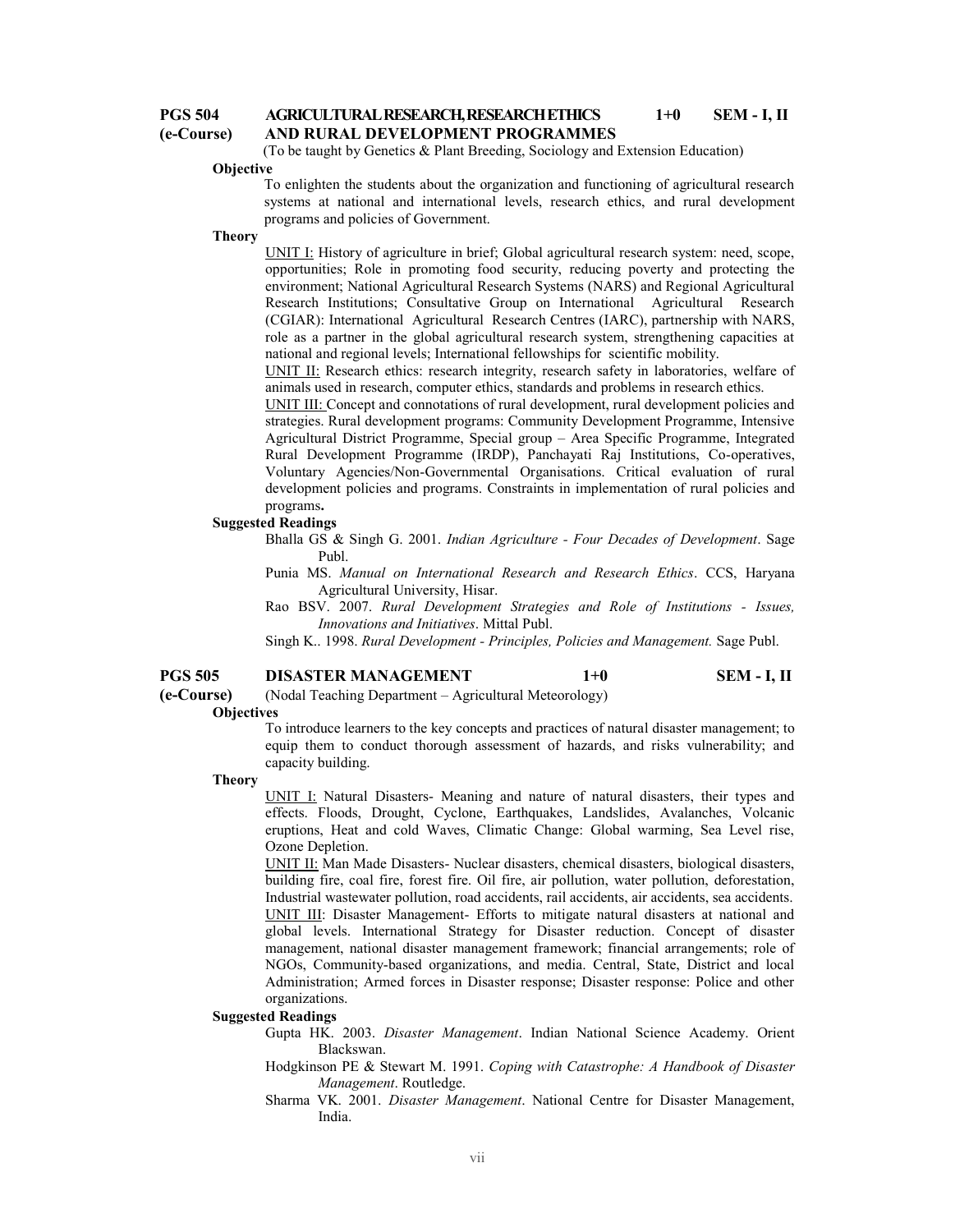## PGS 504 (e-Course) AGRICULTURAL RESEARCH, RESEARCH ETHICS AND RURAL DEVELOPMENT PROGRAMMES 1+0 SEM - I, II

(To be taught by Genetics & Plant Breeding, Sociology and Extension Education)

**Objective**

To enlighten the students about the organization and functioning of agricultural research systems at national and international levels, research ethics, and rural development programs and policies of Government.

**Theory**

UNIT I: History of agriculture in brief; Global agricultural research system: need, scope, opportunities; Role in promoting food security, reducing poverty and protecting the environment; National Agricultural Research Systems (NARS) and Regional Agricultural Research Institutions; Consultative Group on International Agricultural Research (CGIAR): International Agricultural Research Centres (IARC), partnership with NARS, role as a partner in the global agricultural research system, strengthening capacities at national and regional levels; International fellowships for scientific mobility.

UNIT II: Research ethics: research integrity, research safety in laboratories, welfare of animals used in research, computer ethics, standards and problems in research ethics.

UNIT III: Concept and connotations of rural development, rural development policies and strategies. Rural development programs: Community Development Programme, Intensive Agricultural District Programme, Special group – Area Specific Programme, Integrated Rural Development Programme (IRDP), Panchayati Raj Institutions, Co-operatives, Voluntary Agencies/Non-Governmental Organisations. Critical evaluation of rural development policies and programs. Constraints in implementation of rural policies and programs**.**

**Suggested Readings**

Bhalla GS & Singh G. 2001. *Indian Agriculture - Four Decades of Development*. Sage Publ.

Punia MS. *Manual on International Research and Research Ethics*. CCS, Haryana Agricultural University, Hisar.

Rao BSV. 2007. *Rural Development Strategies and Role of Institutions - Issues, Innovations and Initiatives*. Mittal Publ.

Singh K.. 1998. *Rural Development - Principles, Policies and Management.* Sage Publ.

## PGS 505 (e-Course) DISASTER MANAGEMENT 1+0 SEM - I, II

(Nodal Teaching Department – Agricultural Meteorology)

**Objectives**

To introduce learners to the key concepts and practices of natural disaster management; to equip them to conduct thorough assessment of hazards, and risks vulnerability; and capacity building.

**Theory**

UNIT I: Natural Disasters- Meaning and nature of natural disasters, their types and effects. Floods, Drought, Cyclone, Earthquakes, Landslides, Avalanches, Volcanic eruptions, Heat and cold Waves, Climatic Change: Global warming, Sea Level rise, Ozone Depletion.

UNIT II: Man Made Disasters- Nuclear disasters, chemical disasters, biological disasters, building fire, coal fire, forest fire. Oil fire, air pollution, water pollution, deforestation, Industrial wastewater pollution, road accidents, rail accidents, air accidents, sea accidents.

UNIT III: Disaster Management- Efforts to mitigate natural disasters at national and global levels. International Strategy for Disaster reduction. Concept of disaster management, national disaster management framework; financial arrangements; role of NGOs, Community-based organizations, and media. Central, State, District and local Administration; Armed forces in Disaster response; Disaster response: Police and other organizations.

**Suggested Readings**

Gupta HK. 2003. *Disaster Management*. Indian National Science Academy. Orient Blackswan.

Hodgkinson PE & Stewart M. 1991. *Coping with Catastrophe: A Handbook of Disaster Management*. Routledge.

Sharma VK. 2001. *Disaster Management*. National Centre for Disaster Management, India.